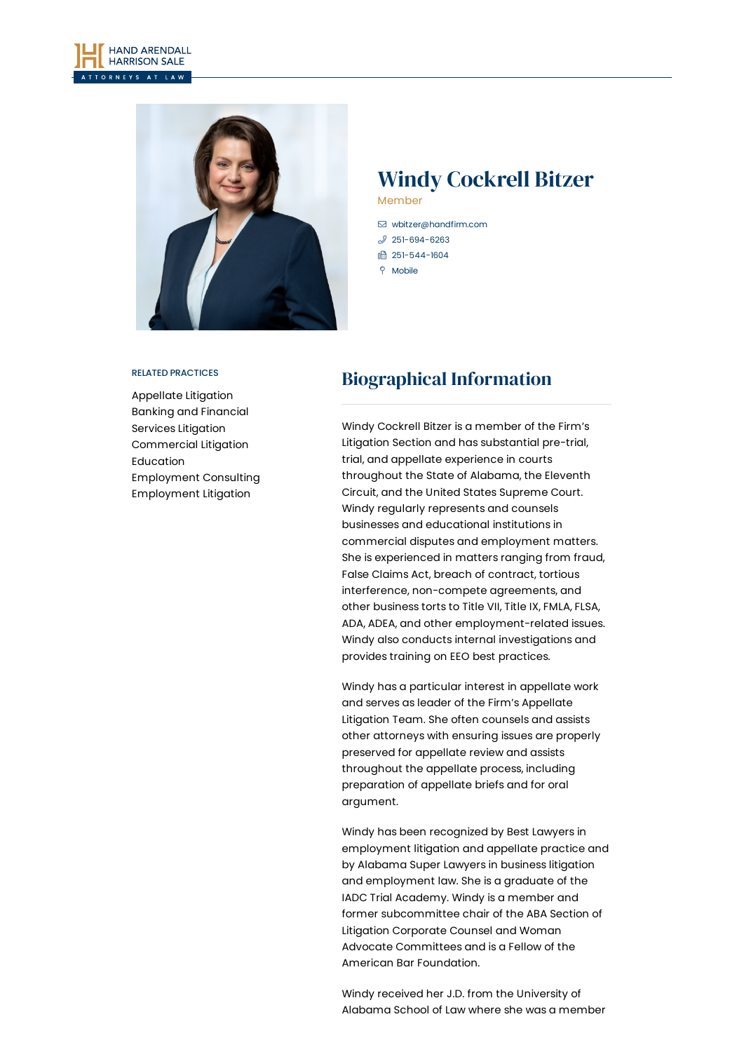# Windy Cockrell Bitzer

Member

wbitzer@handfirm.com
251-694-6263
251-544-1604
Mobile

RELATED PRACTICES

- Appellate Litigation
- Banking and Financial Services Litigation
- Commercial Litigation
- Education
- Employment Consulting
- Employment Litigation

## Biographical Information

Windy Cockrell Bitzer is a member of the Firm's Litigation Section and has substantial pre-trial, trial, and appellate experience in courts throughout the State of Alabama, the Eleventh Circuit, and the United States Supreme Court. Windy regularly represents and counsels businesses and educational institutions in commercial disputes and employment matters. She is experienced in matters ranging from fraud, False Claims Act, breach of contract, tortious interference, non-compete agreements, and other business torts to Title VII, Title IX, FMLA, FLSA, ADA, ADEA, and other employment-related issues. Windy also conducts internal investigations and provides training on EEO best practices.

Windy has a particular interest in appellate work and serves as leader of the Firm's Appellate Litigation Team. She often counsels and assists other attorneys with ensuring issues are properly preserved for appellate review and assists throughout the appellate process, including preparation of appellate briefs and for oral argument.

Windy has been recognized by Best Lawyers in employment litigation and appellate practice and by Alabama Super Lawyers in business litigation and employment law. She is a graduate of the IADC Trial Academy. Windy is a member and former subcommittee chair of the ABA Section of Litigation Corporate Counsel and Woman Advocate Committees and is a Fellow of the American Bar Foundation.

Windy received her J.D. from the University of Alabama School of Law where she was a member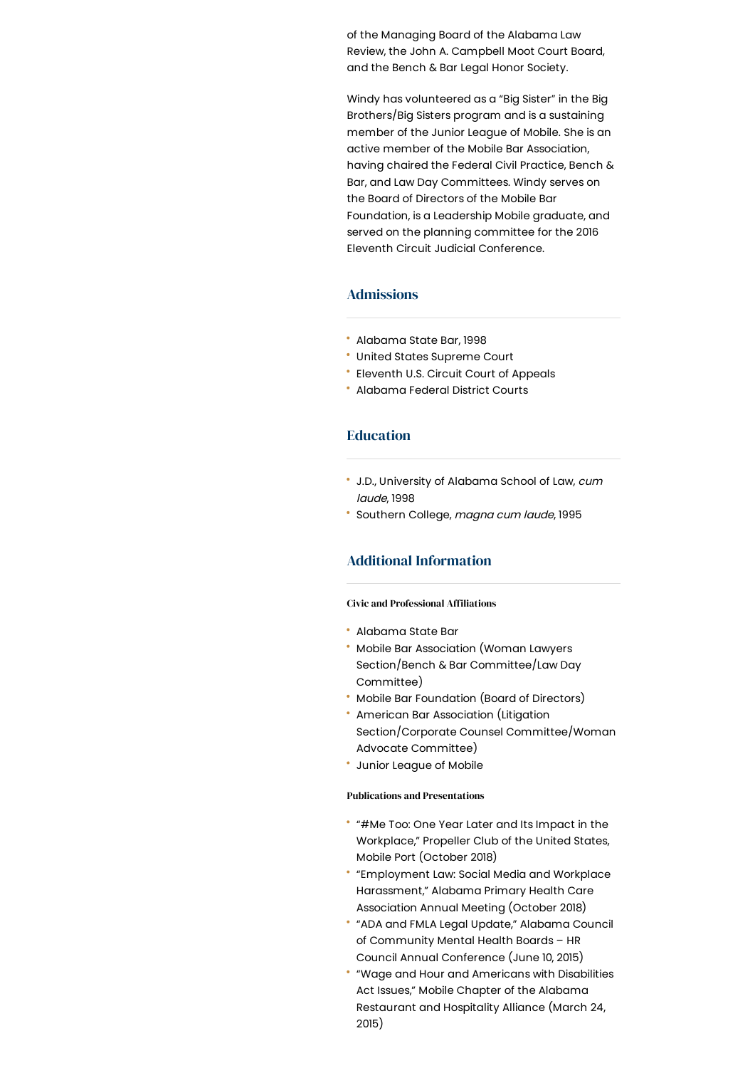of the Managing Board of the Alabama Law Review, the John A. Campbell Moot Court Board, and the Bench & Bar Legal Honor Society.

Windy has volunteered as a "Big Sister" in the Big Brothers/Big Sisters program and is a sustaining member of the Junior League of Mobile. She is an active member of the Mobile Bar Association, having chaired the Federal Civil Practice, Bench & Bar, and Law Day Committees. Windy serves on the Board of Directors of the Mobile Bar Foundation, is a Leadership Mobile graduate, and served on the planning committee for the 2016 Eleventh Circuit Judicial Conference.

## Admissions

- Alabama State Bar, 1998
- United States Supreme Court
- Eleventh U.S. Circuit Court of Appeals
- Alabama Federal District Courts

## Education

- J.D., University of Alabama School of Law, *cum laude*, 1998
- Southern College, *magna cum laude*, 1995

## Additional Information

#### Civic and Professional Affiliations

- Alabama State Bar
- Mobile Bar Association (Woman Lawyers Section/Bench & Bar Committee/Law Day Committee)
- Mobile Bar Foundation (Board of Directors)
- American Bar Association (Litigation Section/Corporate Counsel Committee/Woman Advocate Committee)
- Junior League of Mobile

#### Publications and Presentations

- "#Me Too: One Year Later and Its Impact in the Workplace," Propeller Club of the United States, Mobile Port (October 2018)
- "Employment Law: Social Media and Workplace Harassment," Alabama Primary Health Care Association Annual Meeting (October 2018)
- "ADA and FMLA Legal Update," Alabama Council of Community Mental Health Boards – HR Council Annual Conference (June 10, 2015)
- "Wage and Hour and Americans with Disabilities Act Issues," Mobile Chapter of the Alabama Restaurant and Hospitality Alliance (March 24, 2015)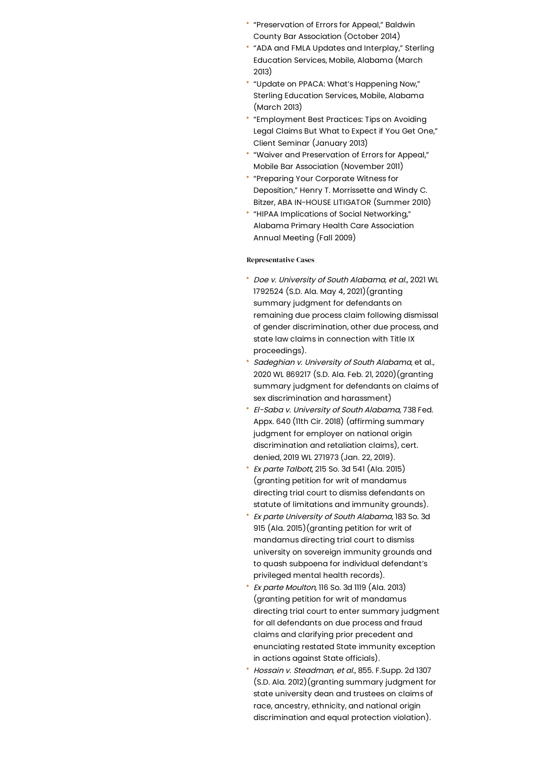- "Preservation of Errors for Appeal," Baldwin County Bar Association (October 2014)
- "ADA and FMLA Updates and Interplay," Sterling Education Services, Mobile, Alabama (March 2013)
- "Update on PPACA: What's Happening Now," Sterling Education Services, Mobile, Alabama (March 2013)
- "Employment Best Practices: Tips on Avoiding Legal Claims But What to Expect if You Get One," Client Seminar (January 2013)
- "Waiver and Preservation of Errors for Appeal," Mobile Bar Association (November 2011)
- "Preparing Your Corporate Witness for Deposition," Henry T. Morrissette and Windy C. Bitzer, ABA IN-HOUSE LITIGATOR (Summer 2010)
- "HIPAA Implications of Social Networking," Alabama Primary Health Care Association Annual Meeting (Fall 2009)

#### Representative Cases

- *Doe v. University of South Alabama, et al.*, 2021 WL 1792524 (S.D. Ala. May 4, 2021)(granting summary judgment for defendants on remaining due process claim following dismissal of gender discrimination, other due process, and state law claims in connection with Title IX proceedings).
- *Sadeghian v. University of South Alabama*, et al., 2020 WL 869217 (S.D. Ala. Feb. 21, 2020)(granting summary judgment for defendants on claims of sex discrimination and harassment)
- *El-Saba v. University of South Alabama*, 738 Fed. Appx. 640 (11th Cir. 2018) (affirming summary judgment for employer on national origin discrimination and retaliation claims), cert. denied, 2019 WL 271973 (Jan. 22, 2019).
- *Ex parte Talbott*, 215 So. 3d 541 (Ala. 2015) (granting petition for writ of mandamus directing trial court to dismiss defendants on statute of limitations and immunity grounds).
- *Ex parte University of South Alabama*, 183 So. 3d 915 (Ala. 2015)(granting petition for writ of mandamus directing trial court to dismiss university on sovereign immunity grounds and to quash subpoena for individual defendant's privileged mental health records).
- *Ex parte Moulton*, 116 So. 3d 1119 (Ala. 2013) (granting petition for writ of mandamus directing trial court to enter summary judgment for all defendants on due process and fraud claims and clarifying prior precedent and enunciating restated State immunity exception in actions against State officials).
- *Hossain v. Steadman, et al.*, 855. F.Supp. 2d 1307 (S.D. Ala. 2012)(granting summary judgment for state university dean and trustees on claims of race, ancestry, ethnicity, and national origin discrimination and equal protection violation).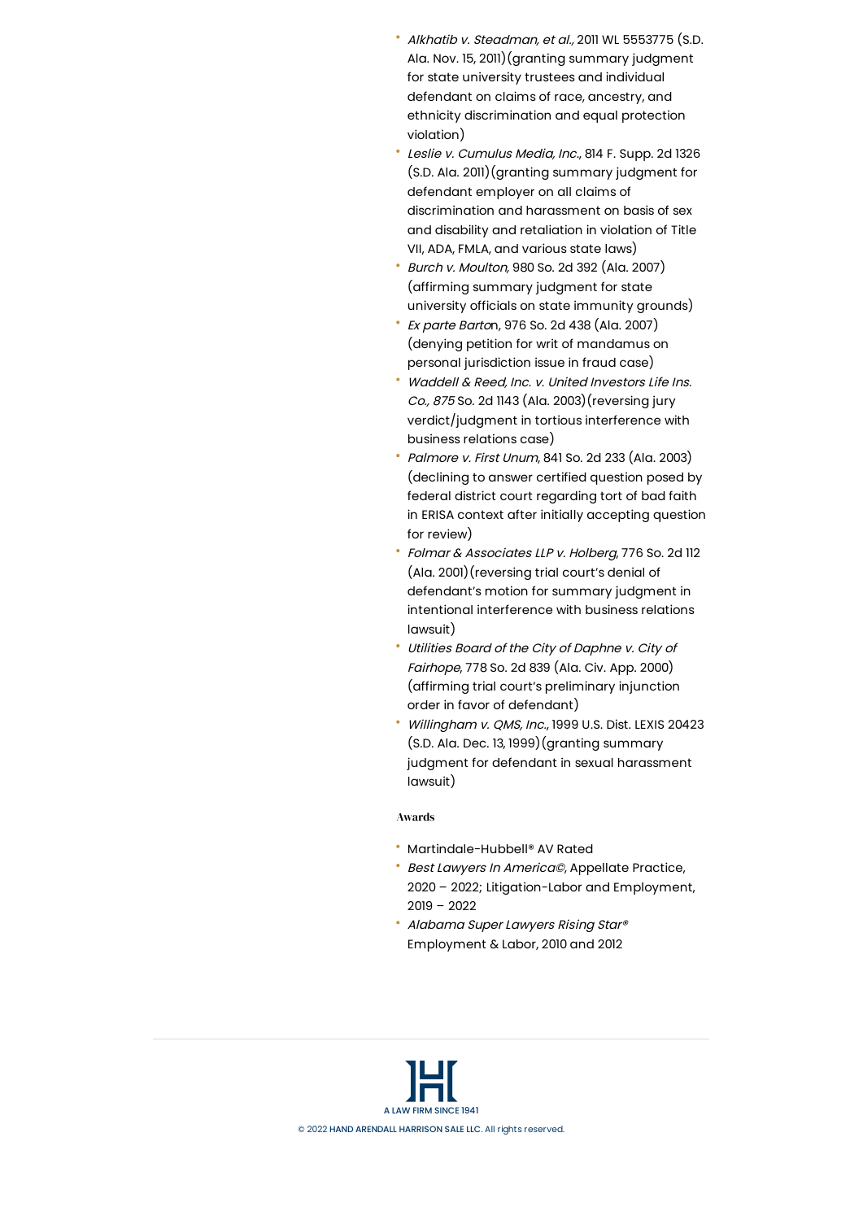- *Alkhatib v. Steadman, et al.,* 2011 WL 5553775 (S.D. Ala. Nov. 15, 2011)(granting summary judgment for state university trustees and individual defendant on claims of race, ancestry, and ethnicity discrimination and equal protection violation)
- *Leslie v. Cumulus Media, Inc.*, 814 F. Supp. 2d 1326 (S.D. Ala. 2011)(granting summary judgment for defendant employer on all claims of discrimination and harassment on basis of sex and disability and retaliation in violation of Title VII, ADA, FMLA, and various state laws)
- *Burch v. Moulton,* 980 So. 2d 392 (Ala. 2007) (affirming summary judgment for state university officials on state immunity grounds)
- *Ex parte Barto*n, 976 So. 2d 438 (Ala. 2007) (denying petition for writ of mandamus on personal jurisdiction issue in fraud case)
- *Waddell & Reed, Inc. v. United Investors Life Ins. Co., 875* So. 2d 1143 (Ala. 2003)(reversing jury verdict/judgment in tortious interference with business relations case)
- *Palmore v. First Unum*, 841 So. 2d 233 (Ala. 2003) (declining to answer certified question posed by federal district court regarding tort of bad faith in ERISA context after initially accepting question for review)
- *Folmar & Associates LLP v. Holberg*, 776 So. 2d 112 (Ala. 2001)(reversing trial court's denial of defendant's motion for summary judgment in intentional interference with business relations lawsuit)
- *Utilities Board of the City of Daphne v. City of Fairhope*, 778 So. 2d 839 (Ala. Civ. App. 2000) (affirming trial court's preliminary injunction order in favor of defendant)
- *Willingham v. QMS, Inc.*, 1999 U.S. Dist. LEXIS 20423 (S.D. Ala. Dec. 13, 1999)(granting summary judgment for defendant in sexual harassment lawsuit)

#### Awards

- Martindale-Hubbell® AV Rated
- *Best Lawyers In America©*, Appellate Practice, 2020 – 2022; Litigation-Labor and Employment, 2019 – 2022
- *Alabama Super Lawyers Rising Star®* Employment & Labor, 2010 and 2012

A LAW FIRM SINCE 1941

© 2022 HAND ARENDALL HARRISON SALE LLC. All rights reserved.